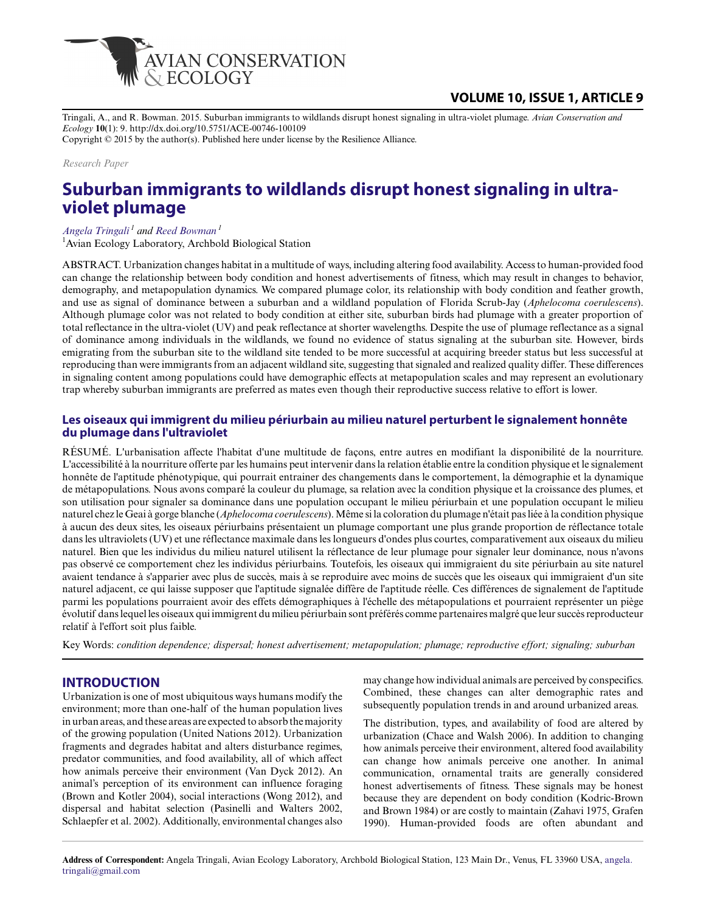Tringali, A., and R. Bowman. 2015. Suburban immigrants to wildlands disrupt honest signaling in ultra-violet plumage. *Avian Conservation and Ecology* **10**(1): 9. http://dx.doi.org/10.5751/ACE-00746-100109
Copyright © 2015 by the author(s). Published here under license by the Resilience Alliance.

*Research Paper*

# Suburban immigrants to wildlands disrupt honest signaling in ultra-violet plumage

*Angela Tringali*[1] *and Reed Bowman*[1]
[1]Avian Ecology Laboratory, Archbold Biological Station

ABSTRACT. Urbanization changes habitat in a multitude of ways, including altering food availability. Access to human-provided food can change the relationship between body condition and honest advertisements of fitness, which may result in changes to behavior, demography, and metapopulation dynamics. We compared plumage color, its relationship with body condition and feather growth, and use as signal of dominance between a suburban and a wildland population of Florida Scrub-Jay (*Aphelocoma coerulescens*). Although plumage color was not related to body condition at either site, suburban birds had plumage with a greater proportion of total reflectance in the ultra-violet (UV) and peak reflectance at shorter wavelengths. Despite the use of plumage reflectance as a signal of dominance among individuals in the wildlands, we found no evidence of status signaling at the suburban site. However, birds emigrating from the suburban site to the wildland site tended to be more successful at acquiring breeder status but less successful at reproducing than were immigrants from an adjacent wildland site, suggesting that signaled and realized quality differ. These differences in signaling content among populations could have demographic effects at metapopulation scales and may represent an evolutionary trap whereby suburban immigrants are preferred as mates even though their reproductive success relative to effort is lower.

### Les oiseaux qui immigrent du milieu périurbain au milieu naturel perturbent le signalement honnête du plumage dans l'ultraviolet

RÉSUMÉ. L'urbanisation affecte l'habitat d'une multitude de façons, entre autres en modifiant la disponibilité de la nourriture. L'accessibilité à la nourriture offerte par les humains peut intervenir dans la relation établie entre la condition physique et le signalement honnête de l'aptitude phénotypique, qui pourrait entrainer des changements dans le comportement, la démographie et la dynamique de métapopulations. Nous avons comparé la couleur du plumage, sa relation avec la condition physique et la croissance des plumes, et son utilisation pour signaler sa dominance dans une population occupant le milieu périurbain et une population occupant le milieu naturel chez le Geai à gorge blanche (*Aphelocoma coerulescens*). Même si la coloration du plumage n'était pas liée à la condition physique à aucun des deux sites, les oiseaux périurbains présentaient un plumage comportant une plus grande proportion de réflectance totale dans les ultraviolets (UV) et une réflectance maximale dans les longueurs d'ondes plus courtes, comparativement aux oiseaux du milieu naturel. Bien que les individus du milieu naturel utilisent la réflectance de leur plumage pour signaler leur dominance, nous n'avons pas observé ce comportement chez les individus périurbains. Toutefois, les oiseaux qui immigraient du site périurbain au site naturel avaient tendance à s'apparier avec plus de succès, mais à se reproduire avec moins de succès que les oiseaux qui immigraient d'un site naturel adjacent, ce qui laisse supposer que l'aptitude signalée diffère de l'aptitude réelle. Ces différences de signalement de l'aptitude parmi les populations pourraient avoir des effets démographiques à l'échelle des métapopulations et pourraient représenter un piège évolutif dans lequel les oiseaux qui immigrent du milieu périurbain sont préférés comme partenaires malgré que leur succès reproducteur relatif à l'effort soit plus faible.

Key Words: *condition dependence; dispersal; honest advertisement; metapopulation; plumage; reproductive effort; signaling; suburban*

## INTRODUCTION

Urbanization is one of most ubiquitous ways humans modify the environment; more than one-half of the human population lives in urban areas, and these areas are expected to absorb the majority of the growing population (United Nations 2012). Urbanization fragments and degrades habitat and alters disturbance regimes, predator communities, and food availability, all of which affect how animals perceive their environment (Van Dyck 2012). An animal's perception of its environment can influence foraging (Brown and Kotler 2004), social interactions (Wong 2012), and dispersal and habitat selection (Pasinelli and Walters 2002, Schlaepfer et al. 2002). Additionally, environmental changes also may change how individual animals are perceived by conspecifics. Combined, these changes can alter demographic rates and subsequently population trends in and around urbanized areas.

The distribution, types, and availability of food are altered by urbanization (Chace and Walsh 2006). In addition to changing how animals perceive their environment, altered food availability can change how animals perceive one another. In animal communication, ornamental traits are generally considered honest advertisements of fitness. These signals may be honest because they are dependent on body condition (Kodric-Brown and Brown 1984) or are costly to maintain (Zahavi 1975, Grafen 1990). Human-provided foods are often abundant and

**Address of Correspondent:** Angela Tringali, Avian Ecology Laboratory, Archbold Biological Station, 123 Main Dr., Venus, FL 33960 USA, angela.tringali@gmail.com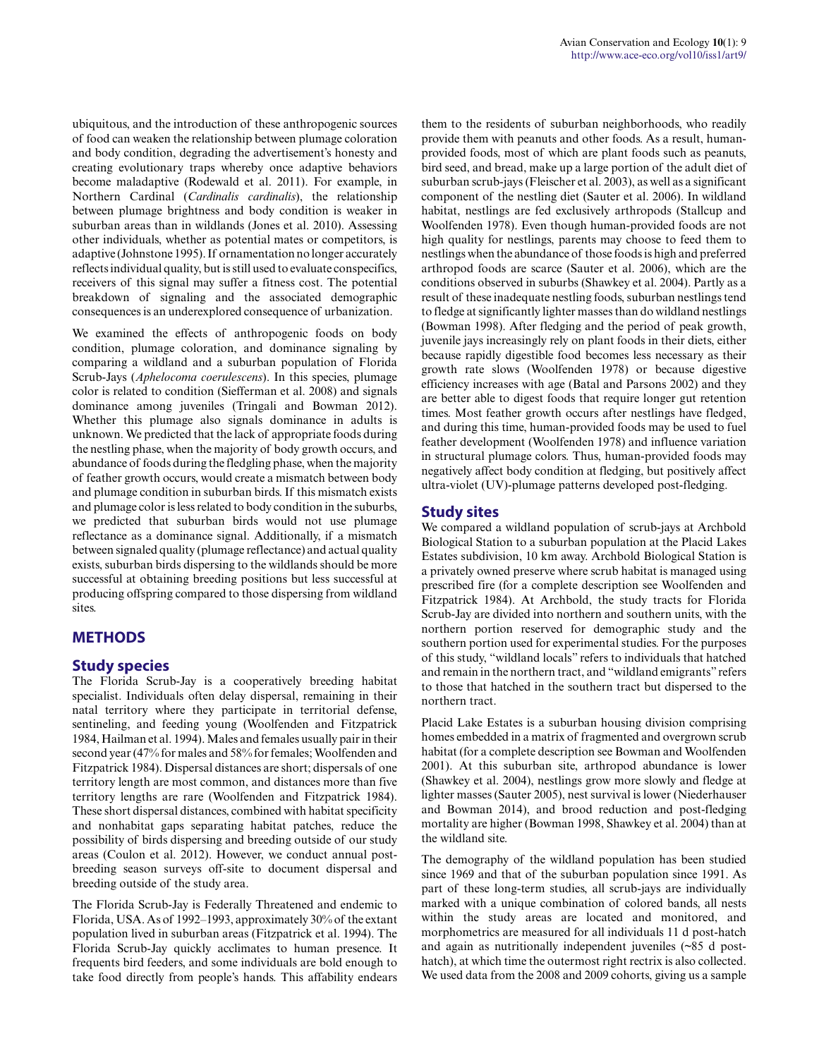ubiquitous, and the introduction of these anthropogenic sources of food can weaken the relationship between plumage coloration and body condition, degrading the advertisement's honesty and creating evolutionary traps whereby once adaptive behaviors become maladaptive (Rodewald et al. 2011). For example, in Northern Cardinal (*Cardinalis cardinalis*), the relationship between plumage brightness and body condition is weaker in suburban areas than in wildlands (Jones et al. 2010). Assessing other individuals, whether as potential mates or competitors, is adaptive (Johnstone 1995). If ornamentation no longer accurately reflects individual quality, but is still used to evaluate conspecifics, receivers of this signal may suffer a fitness cost. The potential breakdown of signaling and the associated demographic consequences is an underexplored consequence of urbanization.

We examined the effects of anthropogenic foods on body condition, plumage coloration, and dominance signaling by comparing a wildland and a suburban population of Florida Scrub-Jays (*Aphelocoma coerulescens*). In this species, plumage color is related to condition (Siefferman et al. 2008) and signals dominance among juveniles (Tringali and Bowman 2012). Whether this plumage also signals dominance in adults is unknown. We predicted that the lack of appropriate foods during the nestling phase, when the majority of body growth occurs, and abundance of foods during the fledgling phase, when the majority of feather growth occurs, would create a mismatch between body and plumage condition in suburban birds. If this mismatch exists and plumage color is less related to body condition in the suburbs, we predicted that suburban birds would not use plumage reflectance as a dominance signal. Additionally, if a mismatch between signaled quality (plumage reflectance) and actual quality exists, suburban birds dispersing to the wildlands should be more successful at obtaining breeding positions but less successful at producing offspring compared to those dispersing from wildland sites.

## METHODS

### Study species

The Florida Scrub-Jay is a cooperatively breeding habitat specialist. Individuals often delay dispersal, remaining in their natal territory where they participate in territorial defense, sentineling, and feeding young (Woolfenden and Fitzpatrick 1984, Hailman et al. 1994). Males and females usually pair in their second year (47% for males and 58% for females; Woolfenden and Fitzpatrick 1984). Dispersal distances are short; dispersals of one territory length are most common, and distances more than five territory lengths are rare (Woolfenden and Fitzpatrick 1984). These short dispersal distances, combined with habitat specificity and nonhabitat gaps separating habitat patches, reduce the possibility of birds dispersing and breeding outside of our study areas (Coulon et al. 2012). However, we conduct annual post-breeding season surveys off-site to document dispersal and breeding outside of the study area.

The Florida Scrub-Jay is Federally Threatened and endemic to Florida, USA. As of 1992–1993, approximately 30% of the extant population lived in suburban areas (Fitzpatrick et al. 1994). The Florida Scrub-Jay quickly acclimates to human presence. It frequents bird feeders, and some individuals are bold enough to take food directly from people's hands. This affability endears them to the residents of suburban neighborhoods, who readily provide them with peanuts and other foods. As a result, human-provided foods, most of which are plant foods such as peanuts, bird seed, and bread, make up a large portion of the adult diet of suburban scrub-jays (Fleischer et al. 2003), as well as a significant component of the nestling diet (Sauter et al. 2006). In wildland habitat, nestlings are fed exclusively arthropods (Stallcup and Woolfenden 1978). Even though human-provided foods are not high quality for nestlings, parents may choose to feed them to nestlings when the abundance of those foods is high and preferred arthropod foods are scarce (Sauter et al. 2006), which are the conditions observed in suburbs (Shawkey et al. 2004). Partly as a result of these inadequate nestling foods, suburban nestlings tend to fledge at significantly lighter masses than do wildland nestlings (Bowman 1998). After fledging and the period of peak growth, juvenile jays increasingly rely on plant foods in their diets, either because rapidly digestible food becomes less necessary as their growth rate slows (Woolfenden 1978) or because digestive efficiency increases with age (Batal and Parsons 2002) and they are better able to digest foods that require longer gut retention times. Most feather growth occurs after nestlings have fledged, and during this time, human-provided foods may be used to fuel feather development (Woolfenden 1978) and influence variation in structural plumage colors. Thus, human-provided foods may negatively affect body condition at fledging, but positively affect ultra-violet (UV)-plumage patterns developed post-fledging.

### Study sites

We compared a wildland population of scrub-jays at Archbold Biological Station to a suburban population at the Placid Lakes Estates subdivision, 10 km away. Archbold Biological Station is a privately owned preserve where scrub habitat is managed using prescribed fire (for a complete description see Woolfenden and Fitzpatrick 1984). At Archbold, the study tracts for Florida Scrub-Jay are divided into northern and southern units, with the northern portion reserved for demographic study and the southern portion used for experimental studies. For the purposes of this study, "wildland locals" refers to individuals that hatched and remain in the northern tract, and "wildland emigrants" refers to those that hatched in the southern tract but dispersed to the northern tract.

Placid Lake Estates is a suburban housing division comprising homes embedded in a matrix of fragmented and overgrown scrub habitat (for a complete description see Bowman and Woolfenden 2001). At this suburban site, arthropod abundance is lower (Shawkey et al. 2004), nestlings grow more slowly and fledge at lighter masses (Sauter 2005), nest survival is lower (Niederhauser and Bowman 2014), and brood reduction and post-fledging mortality are higher (Bowman 1998, Shawkey et al. 2004) than at the wildland site.

The demography of the wildland population has been studied since 1969 and that of the suburban population since 1991. As part of these long-term studies, all scrub-jays are individually marked with a unique combination of colored bands, all nests within the study areas are located and monitored, and morphometrics are measured for all individuals 11 d post-hatch and again as nutritionally independent juveniles (~85 d post-hatch), at which time the outermost right rectrix is also collected. We used data from the 2008 and 2009 cohorts, giving us a sample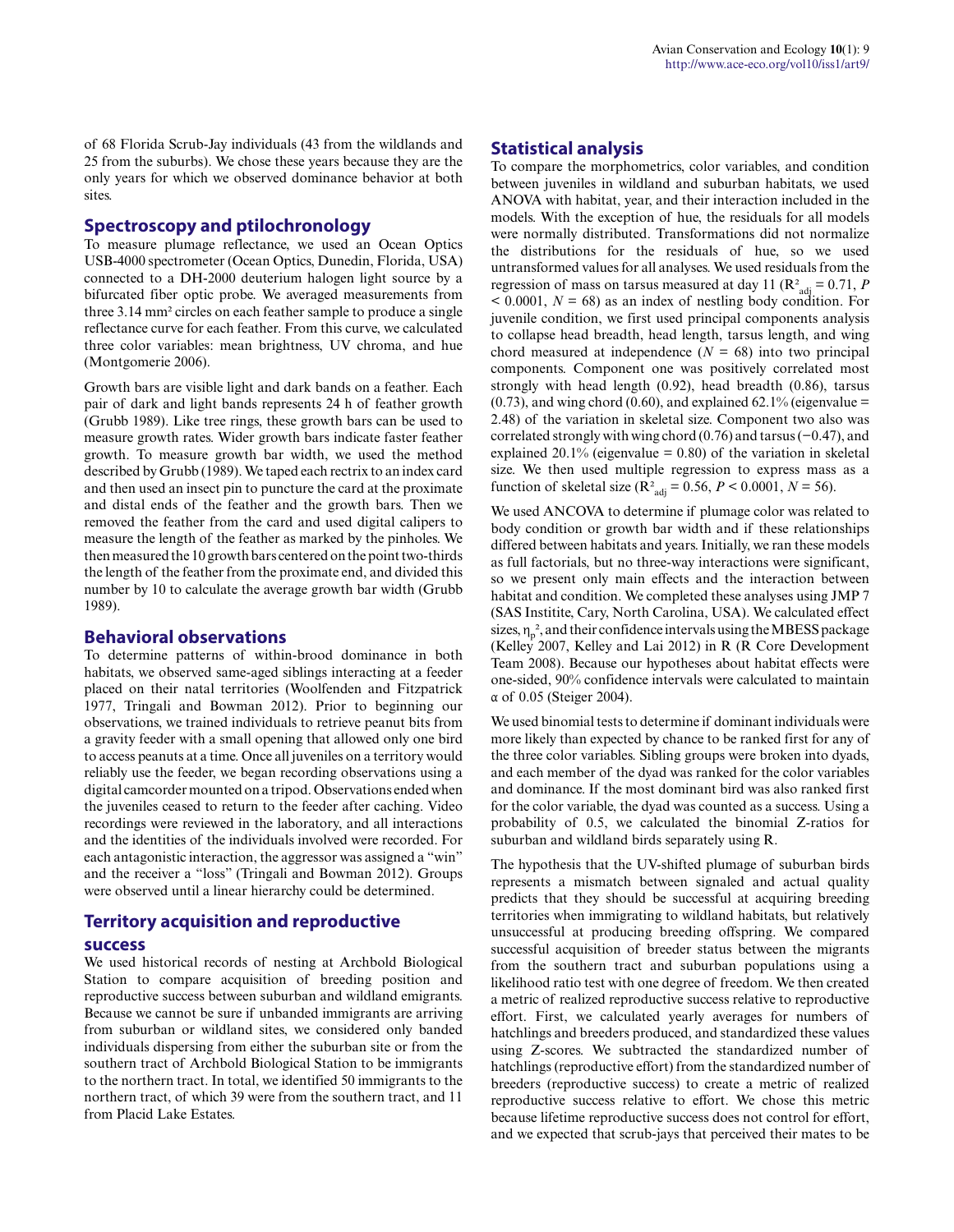of 68 Florida Scrub-Jay individuals (43 from the wildlands and 25 from the suburbs). We chose these years because they are the only years for which we observed dominance behavior at both sites.

## Spectroscopy and ptilochronology

To measure plumage reflectance, we used an Ocean Optics USB-4000 spectrometer (Ocean Optics, Dunedin, Florida, USA) connected to a DH-2000 deuterium halogen light source by a bifurcated fiber optic probe. We averaged measurements from three 3.14 mm² circles on each feather sample to produce a single reflectance curve for each feather. From this curve, we calculated three color variables: mean brightness, UV chroma, and hue (Montgomerie 2006).

Growth bars are visible light and dark bands on a feather. Each pair of dark and light bands represents 24 h of feather growth (Grubb 1989). Like tree rings, these growth bars can be used to measure growth rates. Wider growth bars indicate faster feather growth. To measure growth bar width, we used the method described by Grubb (1989). We taped each rectrix to an index card and then used an insect pin to puncture the card at the proximate and distal ends of the feather and the growth bars. Then we removed the feather from the card and used digital calipers to measure the length of the feather as marked by the pinholes. We then measured the 10 growth bars centered on the point two-thirds the length of the feather from the proximate end, and divided this number by 10 to calculate the average growth bar width (Grubb 1989).

## Behavioral observations

To determine patterns of within-brood dominance in both habitats, we observed same-aged siblings interacting at a feeder placed on their natal territories (Woolfenden and Fitzpatrick 1977, Tringali and Bowman 2012). Prior to beginning our observations, we trained individuals to retrieve peanut bits from a gravity feeder with a small opening that allowed only one bird to access peanuts at a time. Once all juveniles on a territory would reliably use the feeder, we began recording observations using a digital camcorder mounted on a tripod. Observations ended when the juveniles ceased to return to the feeder after caching. Video recordings were reviewed in the laboratory, and all interactions and the identities of the individuals involved were recorded. For each antagonistic interaction, the aggressor was assigned a "win" and the receiver a "loss" (Tringali and Bowman 2012). Groups were observed until a linear hierarchy could be determined.

## Territory acquisition and reproductive success

We used historical records of nesting at Archbold Biological Station to compare acquisition of breeding position and reproductive success between suburban and wildland emigrants. Because we cannot be sure if unbanded immigrants are arriving from suburban or wildland sites, we considered only banded individuals dispersing from either the suburban site or from the southern tract of Archbold Biological Station to be immigrants to the northern tract. In total, we identified 50 immigrants to the northern tract, of which 39 were from the southern tract, and 11 from Placid Lake Estates.

## Statistical analysis

To compare the morphometrics, color variables, and condition between juveniles in wildland and suburban habitats, we used ANOVA with habitat, year, and their interaction included in the models. With the exception of hue, the residuals for all models were normally distributed. Transformations did not normalize the distributions for the residuals of hue, so we used untransformed values for all analyses. We used residuals from the regression of mass on tarsus measured at day 11 ($R^2_{adj} = 0.71$, $P < 0.0001$, $N = 68$) as an index of nestling body condition. For juvenile condition, we first used principal components analysis to collapse head breadth, head length, tarsus length, and wing chord measured at independence ($N = 68$) into two principal components. Component one was positively correlated most strongly with head length (0.92), head breadth (0.86), tarsus (0.73), and wing chord (0.60), and explained 62.1% (eigenvalue = 2.48) of the variation in skeletal size. Component two also was correlated strongly with wing chord (0.76) and tarsus (−0.47), and explained 20.1% (eigenvalue = 0.80) of the variation in skeletal size. We then used multiple regression to express mass as a function of skeletal size ($R^2_{adj} = 0.56$, $P < 0.0001$, $N = 56$).

We used ANCOVA to determine if plumage color was related to body condition or growth bar width and if these relationships differed between habitats and years. Initially, we ran these models as full factorials, but no three-way interactions were significant, so we present only main effects and the interaction between habitat and condition. We completed these analyses using JMP 7 (SAS Institite, Cary, North Carolina, USA). We calculated effect sizes, $\eta_p^2$, and their confidence intervals using the MBESS package (Kelley 2007, Kelley and Lai 2012) in R (R Core Development Team 2008). Because our hypotheses about habitat effects were one-sided, 90% confidence intervals were calculated to maintain $\alpha$ of 0.05 (Steiger 2004).

We used binomial tests to determine if dominant individuals were more likely than expected by chance to be ranked first for any of the three color variables. Sibling groups were broken into dyads, and each member of the dyad was ranked for the color variables and dominance. If the most dominant bird was also ranked first for the color variable, the dyad was counted as a success. Using a probability of 0.5, we calculated the binomial Z-ratios for suburban and wildland birds separately using R.

The hypothesis that the UV-shifted plumage of suburban birds represents a mismatch between signaled and actual quality predicts that they should be successful at acquiring breeding territories when immigrating to wildland habitats, but relatively unsuccessful at producing breeding offspring. We compared successful acquisition of breeder status between the migrants from the southern tract and suburban populations using a likelihood ratio test with one degree of freedom. We then created a metric of realized reproductive success relative to reproductive effort. First, we calculated yearly averages for numbers of hatchlings and breeders produced, and standardized these values using Z-scores. We subtracted the standardized number of hatchlings (reproductive effort) from the standardized number of breeders (reproductive success) to create a metric of realized reproductive success relative to effort. We chose this metric because lifetime reproductive success does not control for effort, and we expected that scrub-jays that perceived their mates to be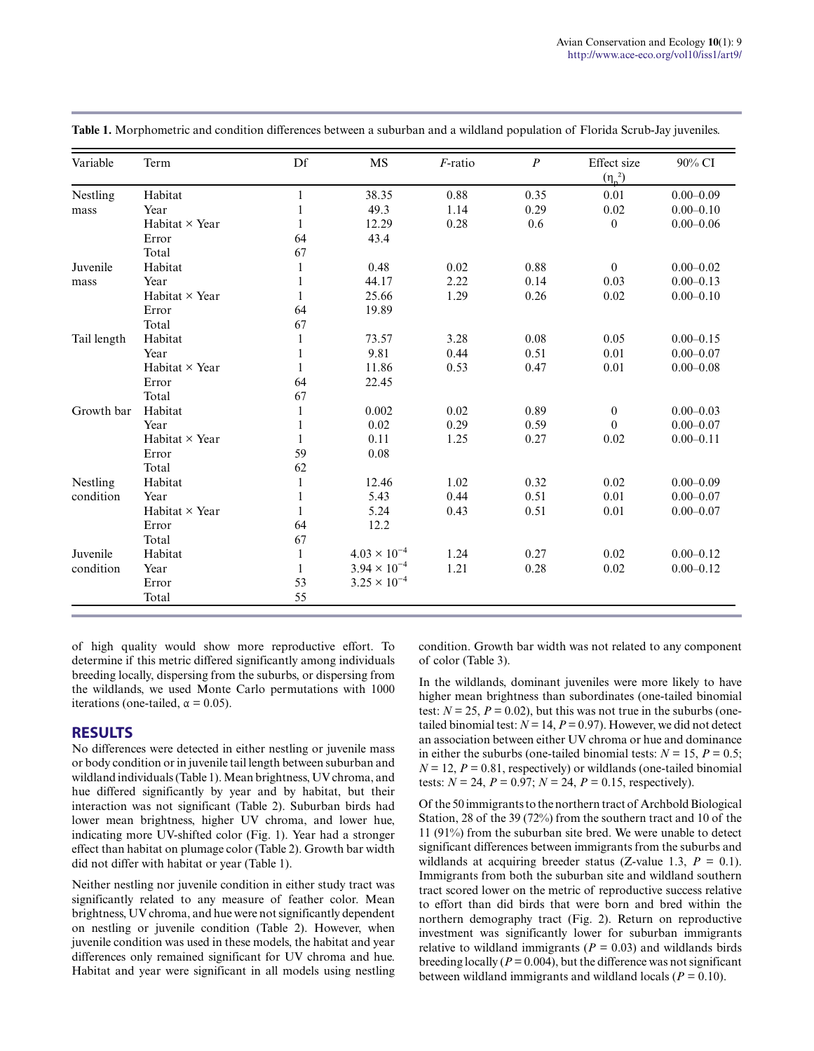**Table 1.** Morphometric and condition differences between a suburban and a wildland population of Florida Scrub-Jay juveniles.

| Variable | Term | Df | MS | *F*-ratio | *P* | Effect size ($\eta_p^2$) | 90% CI |
|---|---|---|---|---|---|---|---|
| Nestling mass | Habitat | 1 | 38.35 | 0.88 | 0.35 | 0.01 | 0.00–0.09 |
| | Year | 1 | 49.3 | 1.14 | 0.29 | 0.02 | 0.00–0.10 |
| | Habitat × Year | 1 | 12.29 | 0.28 | 0.6 | 0 | 0.00–0.06 |
| | Error | 64 | 43.4 | | | | |
| | Total | 67 | | | | | |
| Juvenile mass | Habitat | 1 | 0.48 | 0.02 | 0.88 | 0 | 0.00–0.02 |
| | Year | 1 | 44.17 | 2.22 | 0.14 | 0.03 | 0.00–0.13 |
| | Habitat × Year | 1 | 25.66 | 1.29 | 0.26 | 0.02 | 0.00–0.10 |
| | Error | 64 | 19.89 | | | | |
| | Total | 67 | | | | | |
| Tail length | Habitat | 1 | 73.57 | 3.28 | 0.08 | 0.05 | 0.00–0.15 |
| | Year | 1 | 9.81 | 0.44 | 0.51 | 0.01 | 0.00–0.07 |
| | Habitat × Year | 1 | 11.86 | 0.53 | 0.47 | 0.01 | 0.00–0.08 |
| | Error | 64 | 22.45 | | | | |
| | Total | 67 | | | | | |
| Growth bar | Habitat | 1 | 0.002 | 0.02 | 0.89 | 0 | 0.00–0.03 |
| | Year | 1 | 0.02 | 0.29 | 0.59 | 0 | 0.00–0.07 |
| | Habitat × Year | 1 | 0.11 | 1.25 | 0.27 | 0.02 | 0.00–0.11 |
| | Error | 59 | 0.08 | | | | |
| | Total | 62 | | | | | |
| Nestling condition | Habitat | 1 | 12.46 | 1.02 | 0.32 | 0.02 | 0.00–0.09 |
| | Year | 1 | 5.43 | 0.44 | 0.51 | 0.01 | 0.00–0.07 |
| | Habitat × Year | 1 | 5.24 | 0.43 | 0.51 | 0.01 | 0.00–0.07 |
| | Error | 64 | 12.2 | | | | |
| | Total | 67 | | | | | |
| Juvenile condition | Habitat | 1 | $4.03 \times 10^{-4}$ | 1.24 | 0.27 | 0.02 | 0.00–0.12 |
| | Year | 1 | $3.94 \times 10^{-4}$ | 1.21 | 0.28 | 0.02 | 0.00–0.12 |
| | Error | 53 | $3.25 \times 10^{-4}$ | | | | |
| | Total | 55 | | | | | |

of high quality would show more reproductive effort. To determine if this metric differed significantly among individuals breeding locally, dispersing from the suburbs, or dispersing from the wildlands, we used Monte Carlo permutations with 1000 iterations (one-tailed, $\alpha = 0.05$).

## RESULTS

No differences were detected in either nestling or juvenile mass or body condition or in juvenile tail length between suburban and wildland individuals (Table 1). Mean brightness, UV chroma, and hue differed significantly by year and by habitat, but their interaction was not significant (Table 2). Suburban birds had lower mean brightness, higher UV chroma, and lower hue, indicating more UV-shifted color (Fig. 1). Year had a stronger effect than habitat on plumage color (Table 2). Growth bar width did not differ with habitat or year (Table 1).

Neither nestling nor juvenile condition in either study tract was significantly related to any measure of feather color. Mean brightness, UV chroma, and hue were not significantly dependent on nestling or juvenile condition (Table 2). However, when juvenile condition was used in these models, the habitat and year differences only remained significant for UV chroma and hue. Habitat and year were significant in all models using nestling condition. Growth bar width was not related to any component of color (Table 3).

In the wildlands, dominant juveniles were more likely to have higher mean brightness than subordinates (one-tailed binomial test: $N = 25$, $P = 0.02$), but this was not true in the suburbs (one-tailed binomial test: $N = 14$, $P = 0.97$). However, we did not detect an association between either UV chroma or hue and dominance in either the suburbs (one-tailed binomial tests: $N = 15$, $P = 0.5$; $N = 12$, $P = 0.81$, respectively) or wildlands (one-tailed binomial tests: $N = 24$, $P = 0.97$; $N = 24$, $P = 0.15$, respectively).

Of the 50 immigrants to the northern tract of Archbold Biological Station, 28 of the 39 (72%) from the southern tract and 10 of the 11 (91%) from the suburban site bred. We were unable to detect significant differences between immigrants from the suburbs and wildlands at acquiring breeder status (Z-value 1.3, $P = 0.1$). Immigrants from both the suburban site and wildland southern tract scored lower on the metric of reproductive success relative to effort than did birds that were born and bred within the northern demography tract (Fig. 2). Return on reproductive investment was significantly lower for suburban immigrants relative to wildland immigrants ($P = 0.03$) and wildlands birds breeding locally ($P = 0.004$), but the difference was not significant between wildland immigrants and wildland locals ($P = 0.10$).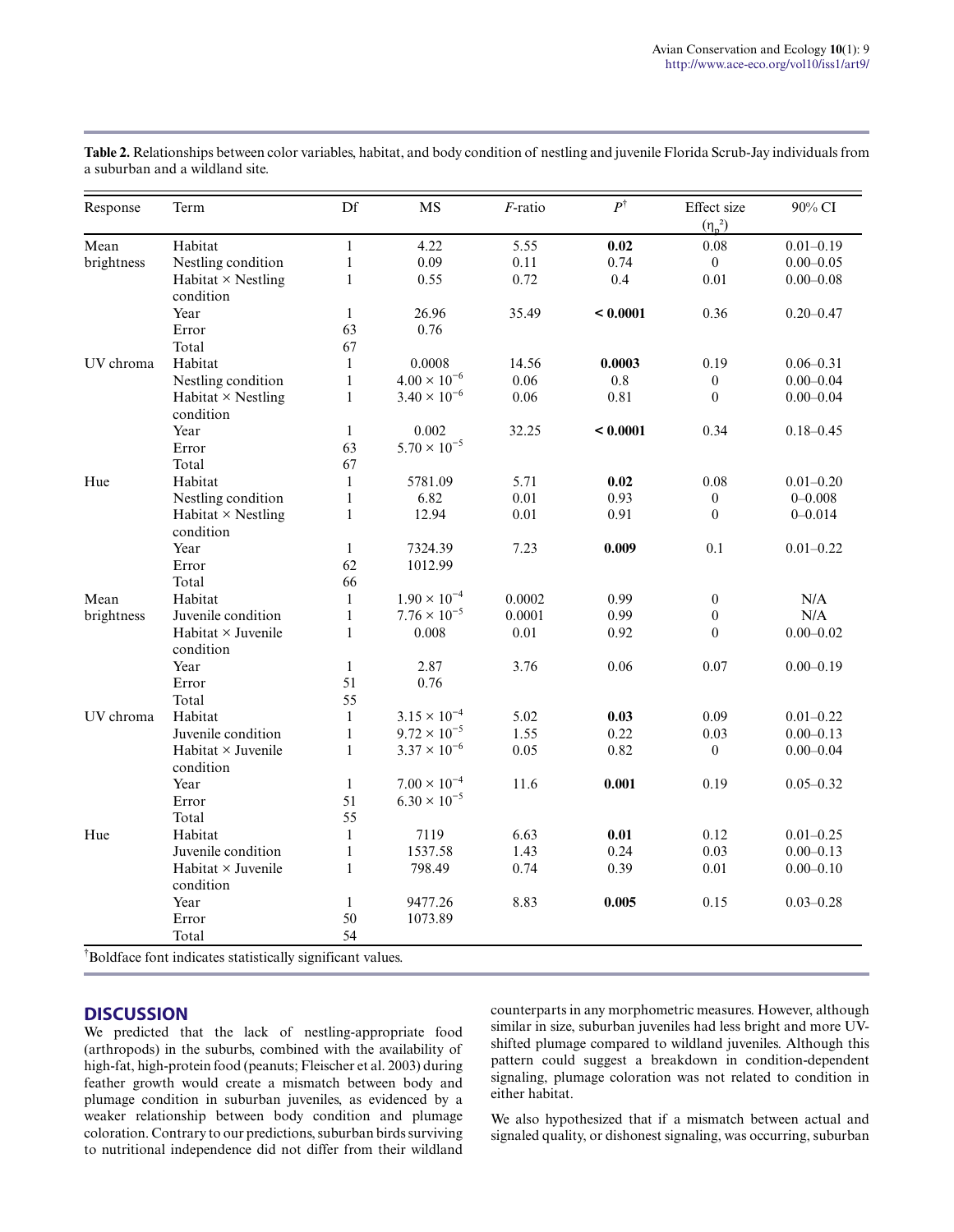**Table 2.** Relationships between color variables, habitat, and body condition of nestling and juvenile Florida Scrub-Jay individuals from a suburban and a wildland site.

| Response | Term | Df | MS | *F*-ratio | $P^{\dagger}$ | Effect size ($\eta_p^2$) | 90% CI |
|---|---|---|---|---|---|---|---|
| Mean brightness | Habitat | 1 | 4.22 | 5.55 | **0.02** | 0.08 | 0.01–0.19 |
| | Nestling condition | 1 | 0.09 | 0.11 | 0.74 | 0 | 0.00–0.05 |
| | Habitat × Nestling condition | 1 | 0.55 | 0.72 | 0.4 | 0.01 | 0.00–0.08 |
| | Year | 1 | 26.96 | 35.49 | **< 0.0001** | 0.36 | 0.20–0.47 |
| | Error | 63 | 0.76 | | | | |
| | Total | 67 | | | | | |
| UV chroma | Habitat | 1 | 0.0008 | 14.56 | **0.0003** | 0.19 | 0.06–0.31 |
| | Nestling condition | 1 | $4.00 \times 10^{-6}$ | 0.06 | 0.8 | 0 | 0.00–0.04 |
| | Habitat × Nestling condition | 1 | $3.40 \times 10^{-6}$ | 0.06 | 0.81 | 0 | 0.00–0.04 |
| | Year | 1 | 0.002 | 32.25 | **< 0.0001** | 0.34 | 0.18–0.45 |
| | Error | 63 | $5.70 \times 10^{-5}$ | | | | |
| | Total | 67 | | | | | |
| Hue | Habitat | 1 | 5781.09 | 5.71 | **0.02** | 0.08 | 0.01–0.20 |
| | Nestling condition | 1 | 6.82 | 0.01 | 0.93 | 0 | 0–0.008 |
| | Habitat × Nestling condition | 1 | 12.94 | 0.01 | 0.91 | 0 | 0–0.014 |
| | Year | 1 | 7324.39 | 7.23 | **0.009** | 0.1 | 0.01–0.22 |
| | Error | 62 | 1012.99 | | | | |
| | Total | 66 | | | | | |
| Mean brightness | Habitat | 1 | $1.90 \times 10^{-4}$ | 0.0002 | 0.99 | 0 | N/A |
| | Juvenile condition | 1 | $7.76 \times 10^{-5}$ | 0.0001 | 0.99 | 0 | N/A |
| | Habitat × Juvenile condition | 1 | 0.008 | 0.01 | 0.92 | 0 | 0.00–0.02 |
| | Year | 1 | 2.87 | 3.76 | 0.06 | 0.07 | 0.00–0.19 |
| | Error | 51 | 0.76 | | | | |
| | Total | 55 | | | | | |
| UV chroma | Habitat | 1 | $3.15 \times 10^{-4}$ | 5.02 | **0.03** | 0.09 | 0.01–0.22 |
| | Juvenile condition | 1 | $9.72 \times 10^{-5}$ | 1.55 | 0.22 | 0.03 | 0.00–0.13 |
| | Habitat × Juvenile condition | 1 | $3.37 \times 10^{-6}$ | 0.05 | 0.82 | 0 | 0.00–0.04 |
| | Year | 1 | $7.00 \times 10^{-4}$ | 11.6 | **0.001** | 0.19 | 0.05–0.32 |
| | Error | 51 | $6.30 \times 10^{-5}$ | | | | |
| | Total | 55 | | | | | |
| Hue | Habitat | 1 | 7119 | 6.63 | **0.01** | 0.12 | 0.01–0.25 |
| | Juvenile condition | 1 | 1537.58 | 1.43 | 0.24 | 0.03 | 0.00–0.13 |
| | Habitat × Juvenile condition | 1 | 798.49 | 0.74 | 0.39 | 0.01 | 0.00–0.10 |
| | Year | 1 | 9477.26 | 8.83 | **0.005** | 0.15 | 0.03–0.28 |
| | Error | 50 | 1073.89 | | | | |
| | Total | 54 | | | | | |

†Boldface font indicates statistically significant values.

## DISCUSSION

We predicted that the lack of nestling-appropriate food (arthropods) in the suburbs, combined with the availability of high-fat, high-protein food (peanuts; Fleischer et al. 2003) during feather growth would create a mismatch between body and plumage condition in suburban juveniles, as evidenced by a weaker relationship between body condition and plumage coloration. Contrary to our predictions, suburban birds surviving to nutritional independence did not differ from their wildland counterparts in any morphometric measures. However, although similar in size, suburban juveniles had less bright and more UV-shifted plumage compared to wildland juveniles. Although this pattern could suggest a breakdown in condition-dependent signaling, plumage coloration was not related to condition in either habitat.

We also hypothesized that if a mismatch between actual and signaled quality, or dishonest signaling, was occurring, suburban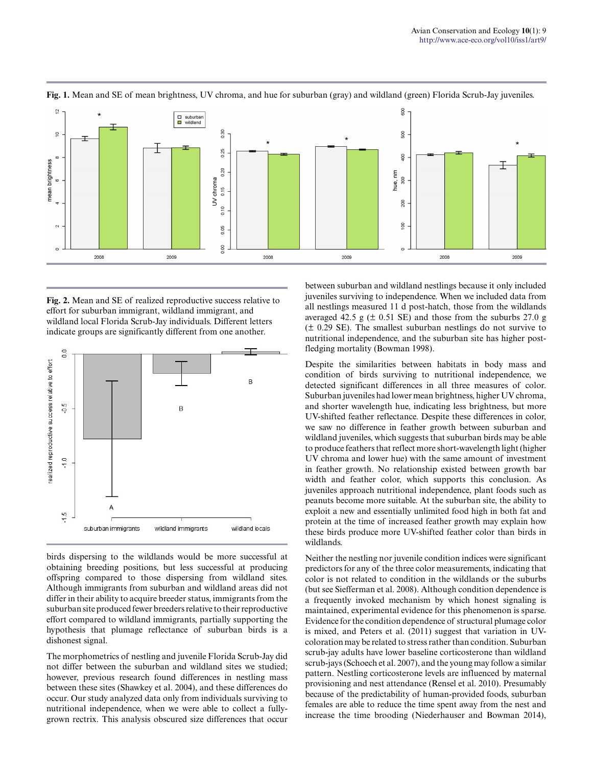**Fig. 1.** Mean and SE of mean brightness, UV chroma, and hue for suburban (gray) and wildland (green) Florida Scrub-Jay juveniles.

**Fig. 2.** Mean and SE of realized reproductive success relative to effort for suburban immigrant, wildland immigrant, and wildland local Florida Scrub-Jay individuals. Different letters indicate groups are significantly different from one another.

birds dispersing to the wildlands would be more successful at obtaining breeding positions, but less successful at producing offspring compared to those dispersing from wildland sites. Although immigrants from suburban and wildland areas did not differ in their ability to acquire breeder status, immigrants from the suburban site produced fewer breeders relative to their reproductive effort compared to wildland immigrants, partially supporting the hypothesis that plumage reflectance of suburban birds is a dishonest signal.

The morphometrics of nestling and juvenile Florida Scrub-Jay did not differ between the suburban and wildland sites we studied; however, previous research found differences in nestling mass between these sites (Shawkey et al. 2004), and these differences do occur. Our study analyzed data only from individuals surviving to nutritional independence, when we were able to collect a fully-grown rectrix. This analysis obscured size differences that occur between suburban and wildland nestlings because it only included juveniles surviving to independence. When we included data from all nestlings measured 11 d post-hatch, those from the wildlands averaged 42.5 g (± 0.51 SE) and those from the suburbs 27.0 g (± 0.29 SE). The smallest suburban nestlings do not survive to nutritional independence, and the suburban site has higher post-fledging mortality (Bowman 1998).

Despite the similarities between habitats in body mass and condition of birds surviving to nutritional independence, we detected significant differences in all three measures of color. Suburban juveniles had lower mean brightness, higher UV chroma, and shorter wavelength hue, indicating less brightness, but more UV-shifted feather reflectance. Despite these differences in color, we saw no difference in feather growth between suburban and wildland juveniles, which suggests that suburban birds may be able to produce feathers that reflect more short-wavelength light (higher UV chroma and lower hue) with the same amount of investment in feather growth. No relationship existed between growth bar width and feather color, which supports this conclusion. As juveniles approach nutritional independence, plant foods such as peanuts become more suitable. At the suburban site, the ability to exploit a new and essentially unlimited food high in both fat and protein at the time of increased feather growth may explain how these birds produce more UV-shifted feather color than birds in wildlands.

Neither the nestling nor juvenile condition indices were significant predictors for any of the three color measurements, indicating that color is not related to condition in the wildlands or the suburbs (but see Siefferman et al. 2008). Although condition dependence is a frequently invoked mechanism by which honest signaling is maintained, experimental evidence for this phenomenon is sparse. Evidence for the condition dependence of structural plumage color is mixed, and Peters et al. (2011) suggest that variation in UV-coloration may be related to stress rather than condition. Suburban scrub-jay adults have lower baseline corticosterone than wildland scrub-jays (Schoech et al. 2007), and the young may follow a similar pattern. Nestling corticosterone levels are influenced by maternal provisioning and nest attendance (Rensel et al. 2010). Presumably because of the predictability of human-provided foods, suburban females are able to reduce the time spent away from the nest and increase the time brooding (Niederhauser and Bowman 2014),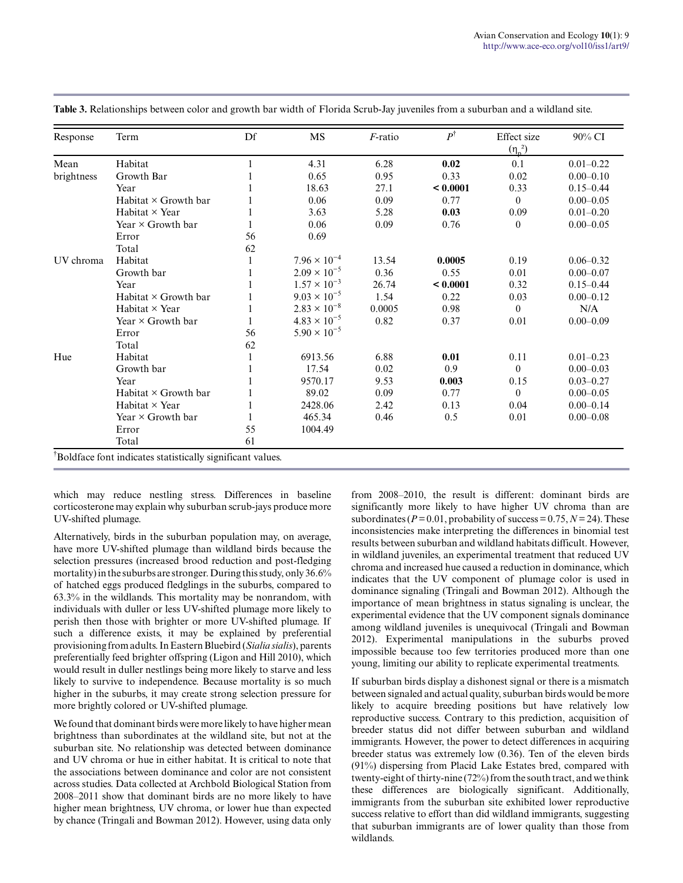**Table 3.** Relationships between color and growth bar width of Florida Scrub-Jay juveniles from a suburban and a wildland site.

| Response | Term | Df | MS | *F*-ratio | $P^{\dagger}$ | Effect size ($\eta_p^2$) | 90% CI |
|---|---|---|---|---|---|---|---|
| Mean brightness | Habitat | 1 | 4.31 | 6.28 | **0.02** | 0.1 | 0.01–0.22 |
| | Growth Bar | 1 | 0.65 | 0.95 | 0.33 | 0.02 | 0.00–0.10 |
| | Year | 1 | 18.63 | 27.1 | **< 0.0001** | 0.33 | 0.15–0.44 |
| | Habitat × Growth bar | 1 | 0.06 | 0.09 | 0.77 | 0 | 0.00–0.05 |
| | Habitat × Year | 1 | 3.63 | 5.28 | **0.03** | 0.09 | 0.01–0.20 |
| | Year × Growth bar | 1 | 0.06 | 0.09 | 0.76 | 0 | 0.00–0.05 |
| | Error | 56 | 0.69 | | | | |
| | Total | 62 | | | | | |
| UV chroma | Habitat | 1 | $7.96 \times 10^{-4}$ | 13.54 | **0.0005** | 0.19 | 0.06–0.32 |
| | Growth bar | 1 | $2.09 \times 10^{-5}$ | 0.36 | 0.55 | 0.01 | 0.00–0.07 |
| | Year | 1 | $1.57 \times 10^{-3}$ | 26.74 | **< 0.0001** | 0.32 | 0.15–0.44 |
| | Habitat × Growth bar | 1 | $9.03 \times 10^{-5}$ | 1.54 | 0.22 | 0.03 | 0.00–0.12 |
| | Habitat × Year | 1 | $2.83 \times 10^{-8}$ | 0.0005 | 0.98 | 0 | N/A |
| | Year × Growth bar | 1 | $4.83 \times 10^{-5}$ | 0.82 | 0.37 | 0.01 | 0.00–0.09 |
| | Error | 56 | $5.90 \times 10^{-5}$ | | | | |
| | Total | 62 | | | | | |
| Hue | Habitat | 1 | 6913.56 | 6.88 | **0.01** | 0.11 | 0.01–0.23 |
| | Growth bar | 1 | 17.54 | 0.02 | 0.9 | 0 | 0.00–0.03 |
| | Year | 1 | 9570.17 | 9.53 | **0.003** | 0.15 | 0.03–0.27 |
| | Habitat × Growth bar | 1 | 89.02 | 0.09 | 0.77 | 0 | 0.00–0.05 |
| | Habitat × Year | 1 | 2428.06 | 2.42 | 0.13 | 0.04 | 0.00–0.14 |
| | Year × Growth bar | 1 | 465.34 | 0.46 | 0.5 | 0.01 | 0.00–0.08 |
| | Error | 55 | 1004.49 | | | | |
| | Total | 61 | | | | | |

†Boldface font indicates statistically significant values.

which may reduce nestling stress. Differences in baseline corticosterone may explain why suburban scrub-jays produce more UV-shifted plumage.

Alternatively, birds in the suburban population may, on average, have more UV-shifted plumage than wildland birds because the selection pressures (increased brood reduction and post-fledging mortality) in the suburbs are stronger. During this study, only 36.6% of hatched eggs produced fledglings in the suburbs, compared to 63.3% in the wildlands. This mortality may be nonrandom, with individuals with duller or less UV-shifted plumage more likely to perish then those with brighter or more UV-shifted plumage. If such a difference exists, it may be explained by preferential provisioning from adults. In Eastern Bluebird (*Sialia sialis*), parents preferentially feed brighter offspring (Ligon and Hill 2010), which would result in duller nestlings being more likely to starve and less likely to survive to independence. Because mortality is so much higher in the suburbs, it may create strong selection pressure for more brightly colored or UV-shifted plumage.

We found that dominant birds were more likely to have higher mean brightness than subordinates at the wildland site, but not at the suburban site. No relationship was detected between dominance and UV chroma or hue in either habitat. It is critical to note that the associations between dominance and color are not consistent across studies. Data collected at Archbold Biological Station from 2008–2011 show that dominant birds are no more likely to have higher mean brightness, UV chroma, or lower hue than expected by chance (Tringali and Bowman 2012). However, using data only from 2008–2010, the result is different: dominant birds are significantly more likely to have higher UV chroma than are subordinates ($P = 0.01$, probability of success = 0.75, $N = 24$). These inconsistencies make interpreting the differences in binomial test results between suburban and wildland habitats difficult. However, in wildland juveniles, an experimental treatment that reduced UV chroma and increased hue caused a reduction in dominance, which indicates that the UV component of plumage color is used in dominance signaling (Tringali and Bowman 2012). Although the importance of mean brightness in status signaling is unclear, the experimental evidence that the UV component signals dominance among wildland juveniles is unequivocal (Tringali and Bowman 2012). Experimental manipulations in the suburbs proved impossible because too few territories produced more than one young, limiting our ability to replicate experimental treatments.

If suburban birds display a dishonest signal or there is a mismatch between signaled and actual quality, suburban birds would be more likely to acquire breeding positions but have relatively low reproductive success. Contrary to this prediction, acquisition of breeder status did not differ between suburban and wildland immigrants. However, the power to detect differences in acquiring breeder status was extremely low (0.36). Ten of the eleven birds (91%) dispersing from Placid Lake Estates bred, compared with twenty-eight of thirty-nine (72%) from the south tract, and we think these differences are biologically significant. Additionally, immigrants from the suburban site exhibited lower reproductive success relative to effort than did wildland immigrants, suggesting that suburban immigrants are of lower quality than those from wildlands.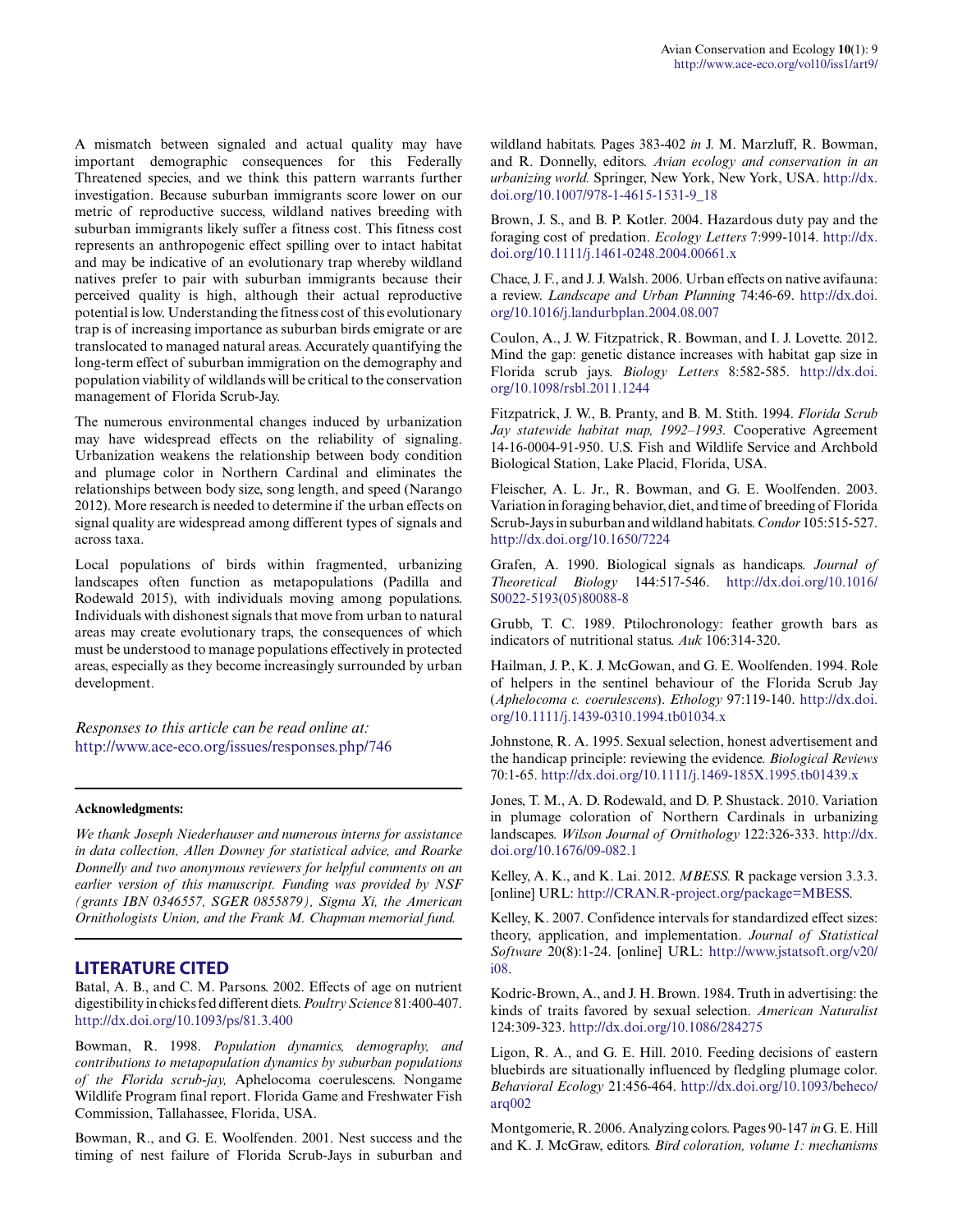A mismatch between signaled and actual quality may have important demographic consequences for this Federally Threatened species, and we think this pattern warrants further investigation. Because suburban immigrants score lower on our metric of reproductive success, wildland natives breeding with suburban immigrants likely suffer a fitness cost. This fitness cost represents an anthropogenic effect spilling over to intact habitat and may be indicative of an evolutionary trap whereby wildland natives prefer to pair with suburban immigrants because their perceived quality is high, although their actual reproductive potential is low. Understanding the fitness cost of this evolutionary trap is of increasing importance as suburban birds emigrate or are translocated to managed natural areas. Accurately quantifying the long-term effect of suburban immigration on the demography and population viability of wildlands will be critical to the conservation management of Florida Scrub-Jay.

The numerous environmental changes induced by urbanization may have widespread effects on the reliability of signaling. Urbanization weakens the relationship between body condition and plumage color in Northern Cardinal and eliminates the relationships between body size, song length, and speed (Narango 2012). More research is needed to determine if the urban effects on signal quality are widespread among different types of signals and across taxa.

Local populations of birds within fragmented, urbanizing landscapes often function as metapopulations (Padilla and Rodewald 2015), with individuals moving among populations. Individuals with dishonest signals that move from urban to natural areas may create evolutionary traps, the consequences of which must be understood to manage populations effectively in protected areas, especially as they become increasingly surrounded by urban development.

*Responses to this article can be read online at:* http://www.ace-eco.org/issues/responses.php/746

**Acknowledgments:**

*We thank Joseph Niederhauser and numerous interns for assistance in data collection, Allen Downey for statistical advice, and Roarke Donnelly and two anonymous reviewers for helpful comments on an earlier version of this manuscript. Funding was provided by NSF (grants IBN 0346557, SGER 0855879), Sigma Xi, the American Ornithologists Union, and the Frank M. Chapman memorial fund.*

## LITERATURE CITED

Batal, A. B., and C. M. Parsons. 2002. Effects of age on nutrient digestibility in chicks fed different diets. *Poultry Science* 81:400-407. http://dx.doi.org/10.1093/ps/81.3.400

Bowman, R. 1998. *Population dynamics, demography, and contributions to metapopulation dynamics by suburban populations of the Florida scrub-jay,* Aphelocoma coerulescens. Nongame Wildlife Program final report. Florida Game and Freshwater Fish Commission, Tallahassee, Florida, USA.

Bowman, R., and G. E. Woolfenden. 2001. Nest success and the timing of nest failure of Florida Scrub-Jays in suburban and wildland habitats. Pages 383-402 *in* J. M. Marzluff, R. Bowman, and R. Donnelly, editors. *Avian ecology and conservation in an urbanizing world.* Springer, New York, New York, USA. http://dx.doi.org/10.1007/978-1-4615-1531-9_18

Brown, J. S., and B. P. Kotler. 2004. Hazardous duty pay and the foraging cost of predation. *Ecology Letters* 7:999-1014. http://dx.doi.org/10.1111/j.1461-0248.2004.00661.x

Chace, J. F., and J. J. Walsh. 2006. Urban effects on native avifauna: a review. *Landscape and Urban Planning* 74:46-69. http://dx.doi.org/10.1016/j.landurbplan.2004.08.007

Coulon, A., J. W. Fitzpatrick, R. Bowman, and I. J. Lovette. 2012. Mind the gap: genetic distance increases with habitat gap size in Florida scrub jays. *Biology Letters* 8:582-585. http://dx.doi.org/10.1098/rsbl.2011.1244

Fitzpatrick, J. W., B. Pranty, and B. M. Stith. 1994. *Florida Scrub Jay statewide habitat map, 1992–1993.* Cooperative Agreement 14-16-0004-91-950. U.S. Fish and Wildlife Service and Archbold Biological Station, Lake Placid, Florida, USA.

Fleischer, A. L. Jr., R. Bowman, and G. E. Woolfenden. 2003. Variation in foraging behavior, diet, and time of breeding of Florida Scrub-Jays in suburban and wildland habitats. *Condor* 105:515-527. http://dx.doi.org/10.1650/7224

Grafen, A. 1990. Biological signals as handicaps. *Journal of Theoretical Biology* 144:517-546. http://dx.doi.org/10.1016/S0022-5193(05)80088-8

Grubb, T. C. 1989. Ptilochronology: feather growth bars as indicators of nutritional status. *Auk* 106:314-320.

Hailman, J. P., K. J. McGowan, and G. E. Woolfenden. 1994. Role of helpers in the sentinel behaviour of the Florida Scrub Jay (*Aphelocoma c. coerulescens*). *Ethology* 97:119-140. http://dx.doi.org/10.1111/j.1439-0310.1994.tb01034.x

Johnstone, R. A. 1995. Sexual selection, honest advertisement and the handicap principle: reviewing the evidence. *Biological Reviews* 70:1-65. http://dx.doi.org/10.1111/j.1469-185X.1995.tb01439.x

Jones, T. M., A. D. Rodewald, and D. P. Shustack. 2010. Variation in plumage coloration of Northern Cardinals in urbanizing landscapes. *Wilson Journal of Ornithology* 122:326-333. http://dx.doi.org/10.1676/09-082.1

Kelley, A. K., and K. Lai. 2012. *MBESS.* R package version 3.3.3. [online] URL: http://CRAN.R-project.org/package=MBESS.

Kelley, K. 2007. Confidence intervals for standardized effect sizes: theory, application, and implementation. *Journal of Statistical Software* 20(8):1-24. [online] URL: http://www.jstatsoft.org/v20/i08.

Kodric-Brown, A., and J. H. Brown. 1984. Truth in advertising: the kinds of traits favored by sexual selection. *American Naturalist* 124:309-323. http://dx.doi.org/10.1086/284275

Ligon, R. A., and G. E. Hill. 2010. Feeding decisions of eastern bluebirds are situationally influenced by fledgling plumage color. *Behavioral Ecology* 21:456-464. http://dx.doi.org/10.1093/beheco/arq002

Montgomerie, R. 2006. Analyzing colors. Pages 90-147 *in* G. E. Hill and K. J. McGraw, editors. *Bird coloration, volume 1: mechanisms*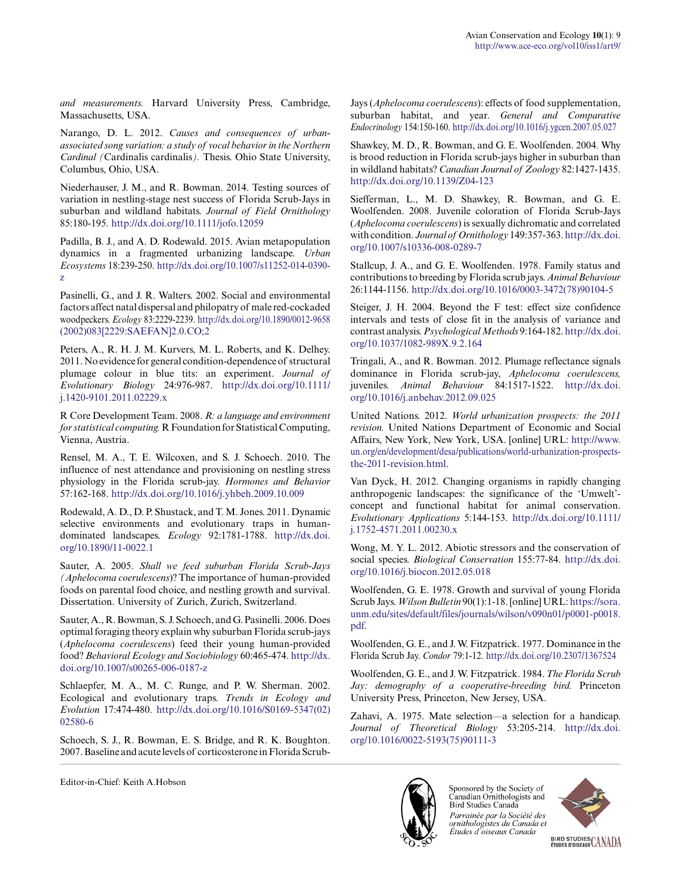*and measurements.* Harvard University Press, Cambridge, Massachusetts, USA.

Narango, D. L. 2012. *Causes and consequences of urban-associated song variation: a study of vocal behavior in the Northern Cardinal (*Cardinalis cardinalis*).* Thesis. Ohio State University, Columbus, Ohio, USA.

Niederhauser, J. M., and R. Bowman. 2014. Testing sources of variation in nestling-stage nest success of Florida Scrub-Jays in suburban and wildland habitats. *Journal of Field Ornithology* 85:180-195. http://dx.doi.org/10.1111/jofo.12059

Padilla, B. J., and A. D. Rodewald. 2015. Avian metapopulation dynamics in a fragmented urbanizing landscape. *Urban Ecosystems* 18:239-250. http://dx.doi.org/10.1007/s11252-014-0390-z

Pasinelli, G., and J. R. Walters. 2002. Social and environmental factors affect natal dispersal and philopatry of male red-cockaded woodpeckers. *Ecology* 83:2229-2239. http://dx.doi.org/10.1890/0012-9658(2002)083[2229:SAEFAN]2.0.CO;2

Peters, A., R. H. J. M. Kurvers, M. L. Roberts, and K. Delhey. 2011. No evidence for general condition-dependence of structural plumage colour in blue tits: an experiment. *Journal of Evolutionary Biology* 24:976-987. http://dx.doi.org/10.1111/j.1420-9101.2011.02229.x

R Core Development Team. 2008. *R: a language and environment for statistical computing.* R Foundation for Statistical Computing, Vienna, Austria.

Rensel, M. A., T. E. Wilcoxen, and S. J. Schoech. 2010. The influence of nest attendance and provisioning on nestling stress physiology in the Florida scrub-jay. *Hormones and Behavior* 57:162-168. http://dx.doi.org/10.1016/j.yhbeh.2009.10.009

Rodewald, A. D., D. P. Shustack, and T. M. Jones. 2011. Dynamic selective environments and evolutionary traps in human-dominated landscapes. *Ecology* 92:1781-1788. http://dx.doi.org/10.1890/11-0022.1

Sauter, A. 2005. *Shall we feed suburban Florida Scrub-Jays (Aphelocoma coerulescens)?* The importance of human-provided foods on parental food choice, and nestling growth and survival. Dissertation. University of Zurich, Zurich, Switzerland.

Sauter, A., R. Bowman, S. J. Schoech, and G. Pasinelli. 2006. Does optimal foraging theory explain why suburban Florida scrub-jays (*Aphelocoma coerulescens*) feed their young human-provided food? *Behavioral Ecology and Sociobiology* 60:465-474. http://dx.doi.org/10.1007/s00265-006-0187-z

Schlaepfer, M. A., M. C. Runge, and P. W. Sherman. 2002. Ecological and evolutionary traps. *Trends in Ecology and Evolution* 17:474-480. http://dx.doi.org/10.1016/S0169-5347(02)02580-6

Schoech, S. J., R. Bowman, E. S. Bridge, and R. K. Boughton. 2007. Baseline and acute levels of corticosterone in Florida Scrub-Jays (*Aphelocoma coerulescens*): effects of food supplementation, suburban habitat, and year. *General and Comparative Endocrinology* 154:150-160. http://dx.doi.org/10.1016/j.ygcen.2007.05.027

Shawkey, M. D., R. Bowman, and G. E. Woolfenden. 2004. Why is brood reduction in Florida scrub-jays higher in suburban than in wildland habitats? *Canadian Journal of Zoology* 82:1427-1435. http://dx.doi.org/10.1139/Z04-123

Siefferman, L., M. D. Shawkey, R. Bowman, and G. E. Woolfenden. 2008. Juvenile coloration of Florida Scrub-Jays (*Aphelocoma coerulescens*) is sexually dichromatic and correlated with condition. *Journal of Ornithology* 149:357-363. http://dx.doi.org/10.1007/s10336-008-0289-7

Stallcup, J. A., and G. E. Woolfenden. 1978. Family status and contributions to breeding by Florida scrub jays. *Animal Behaviour* 26:1144-1156. http://dx.doi.org/10.1016/0003-3472(78)90104-5

Steiger, J. H. 2004. Beyond the F test: effect size confidence intervals and tests of close fit in the analysis of variance and contrast analysis. *Psychological Methods* 9:164-182. http://dx.doi.org/10.1037/1082-989X.9.2.164

Tringali, A., and R. Bowman. 2012. Plumage reflectance signals dominance in Florida scrub-jay, *Aphelocoma coerulescens,* juveniles. *Animal Behaviour* 84:1517-1522. http://dx.doi.org/10.1016/j.anbehav.2012.09.025

United Nations. 2012. *World urbanization prospects: the 2011 revision.* United Nations Department of Economic and Social Affairs, New York, New York, USA. [online] URL: http://www.un.org/en/development/desa/publications/world-urbanization-prospects-the-2011-revision.html.

Van Dyck, H. 2012. Changing organisms in rapidly changing anthropogenic landscapes: the significance of the 'Umwelt'-concept and functional habitat for animal conservation. *Evolutionary Applications* 5:144-153. http://dx.doi.org/10.1111/j.1752-4571.2011.00230.x

Wong, M. Y. L. 2012. Abiotic stressors and the conservation of social species. *Biological Conservation* 155:77-84. http://dx.doi.org/10.1016/j.biocon.2012.05.018

Woolfenden, G. E. 1978. Growth and survival of young Florida Scrub Jays. *Wilson Bulletin* 90(1):1-18. [online] URL: https://sora.unm.edu/sites/default/files/journals/wilson/v090n01/p0001-p0018.pdf.

Woolfenden, G. E., and J. W. Fitzpatrick. 1977. Dominance in the Florida Scrub Jay. *Condor* 79:1-12. http://dx.doi.org/10.2307/1367524

Woolfenden, G. E., and J. W. Fitzpatrick. 1984. *The Florida Scrub Jay: demography of a cooperative-breeding bird.* Princeton University Press, Princeton, New Jersey, USA.

Zahavi, A. 1975. Mate selection—a selection for a handicap. *Journal of Theoretical Biology* 53:205-214. http://dx.doi.org/10.1016/0022-5193(75)90111-3

Editor-in-Chief: Keith A.Hobson

Sponsored by the Society of Canadian Ornithologists and Bird Studies Canada

*Parrainée par la Société des ornithologistes du Canada et Études d'oiseaux Canada*